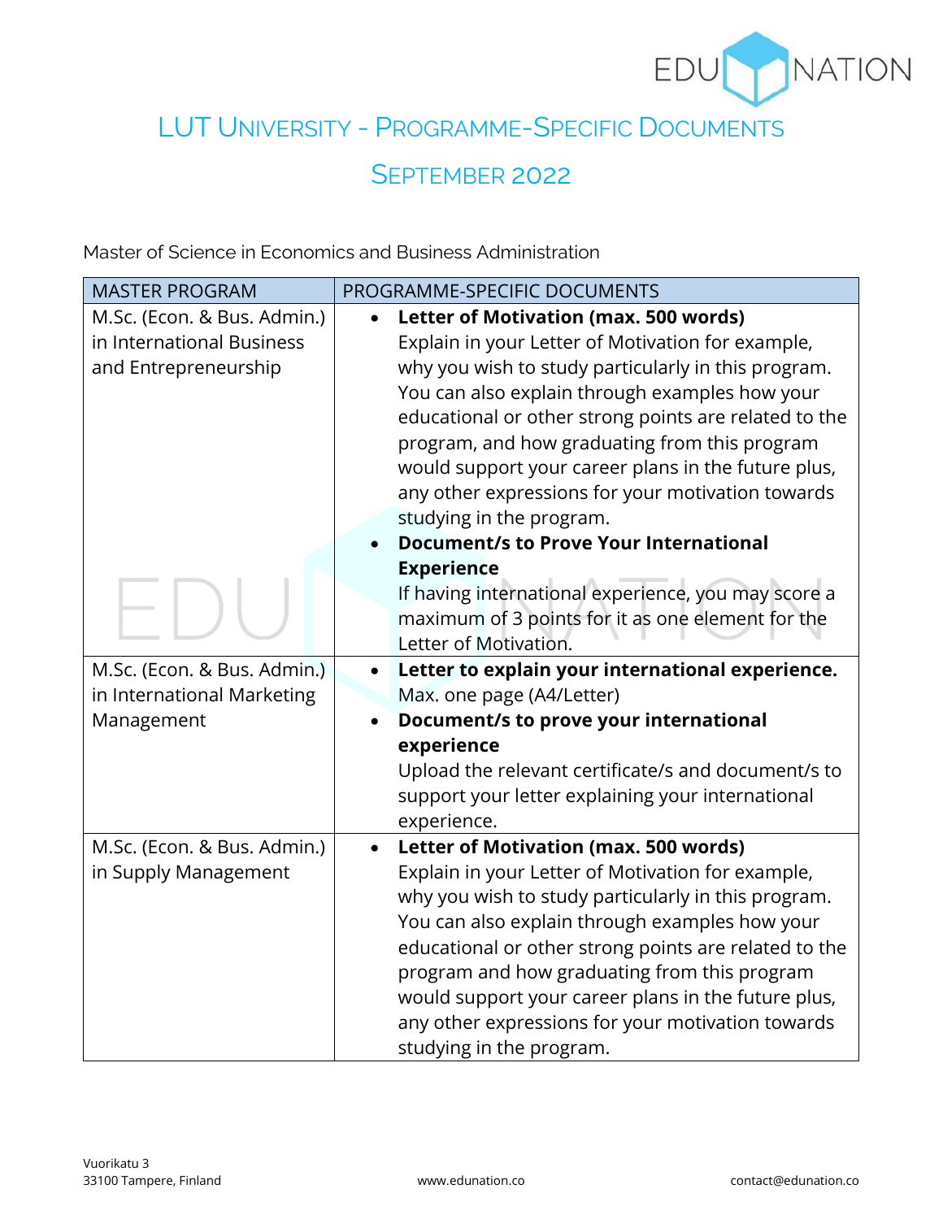# LUT University - Programme-Specific Documents

## September 2022

Master of Science in Economics and Business Administration

| MASTER PROGRAM | PROGRAMME-SPECIFIC DOCUMENTS |
| --- | --- |
| M.Sc. (Econ. & Bus. Admin.) in International Business and Entrepreneurship | • **Letter of Motivation (max. 500 words)**<br>Explain in your Letter of Motivation for example, why you wish to study particularly in this program. You can also explain through examples how your educational or other strong points are related to the program, and how graduating from this program would support your career plans in the future plus, any other expressions for your motivation towards studying in the program.<br>• **Document/s to Prove Your International Experience**<br>If having international experience, you may score a maximum of 3 points for it as one element for the Letter of Motivation. |
| M.Sc. (Econ. & Bus. Admin.) in International Marketing Management | • **Letter to explain your international experience.**<br>Max. one page (A4/Letter)<br>• **Document/s to prove your international experience**<br>Upload the relevant certificate/s and document/s to support your letter explaining your international experience. |
| M.Sc. (Econ. & Bus. Admin.) in Supply Management | • **Letter of Motivation (max. 500 words)**<br>Explain in your Letter of Motivation for example, why you wish to study particularly in this program. You can also explain through examples how your educational or other strong points are related to the program and how graduating from this program would support your career plans in the future plus, any other expressions for your motivation towards studying in the program. |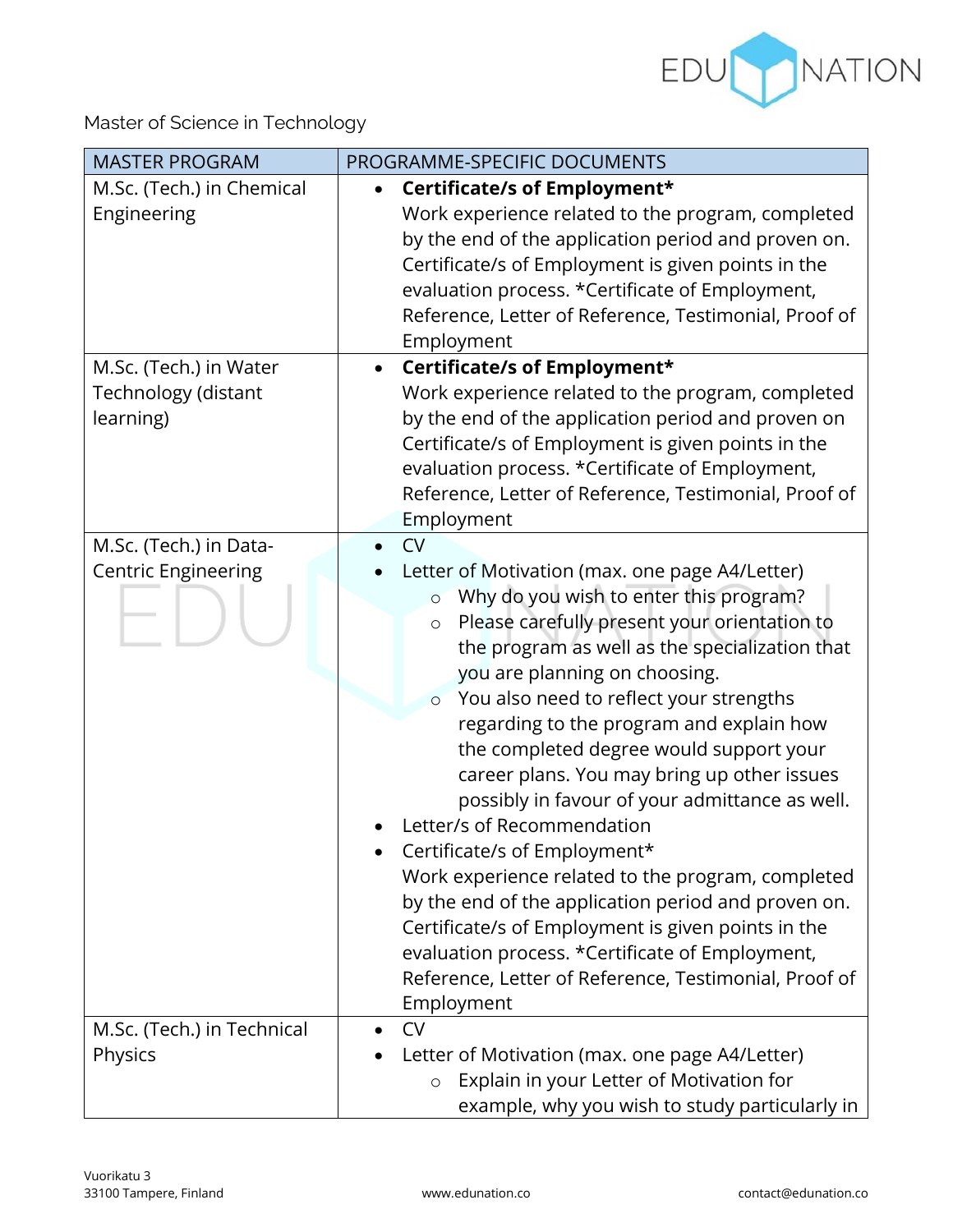Master of Science in Technology

| MASTER PROGRAM | PROGRAMME-SPECIFIC DOCUMENTS |
| --- | --- |
| M.Sc. (Tech.) in Chemical Engineering | • **Certificate/s of Employment*** <br>Work experience related to the program, completed by the end of the application period and proven on. Certificate/s of Employment is given points in the evaluation process. *Certificate of Employment, Reference, Letter of Reference, Testimonial, Proof of Employment |
| M.Sc. (Tech.) in Water Technology (distant learning) | • **Certificate/s of Employment*** <br>Work experience related to the program, completed by the end of the application period and proven on Certificate/s of Employment is given points in the evaluation process. *Certificate of Employment, Reference, Letter of Reference, Testimonial, Proof of Employment |
| M.Sc. (Tech.) in Data-Centric Engineering | • CV <br>• Letter of Motivation (max. one page A4/Letter) <br>&nbsp;&nbsp;&nbsp;&nbsp;○ Why do you wish to enter this program? <br>&nbsp;&nbsp;&nbsp;&nbsp;○ Please carefully present your orientation to the program as well as the specialization that you are planning on choosing. <br>&nbsp;&nbsp;&nbsp;&nbsp;○ You also need to reflect your strengths regarding to the program and explain how the completed degree would support your career plans. You may bring up other issues possibly in favour of your admittance as well. <br>• Letter/s of Recommendation <br>• Certificate/s of Employment* <br>Work experience related to the program, completed by the end of the application period and proven on. Certificate/s of Employment is given points in the evaluation process. *Certificate of Employment, Reference, Letter of Reference, Testimonial, Proof of Employment |
| M.Sc. (Tech.) in Technical Physics | • CV <br>• Letter of Motivation (max. one page A4/Letter) <br>&nbsp;&nbsp;&nbsp;&nbsp;○ Explain in your Letter of Motivation for example, why you wish to study particularly in |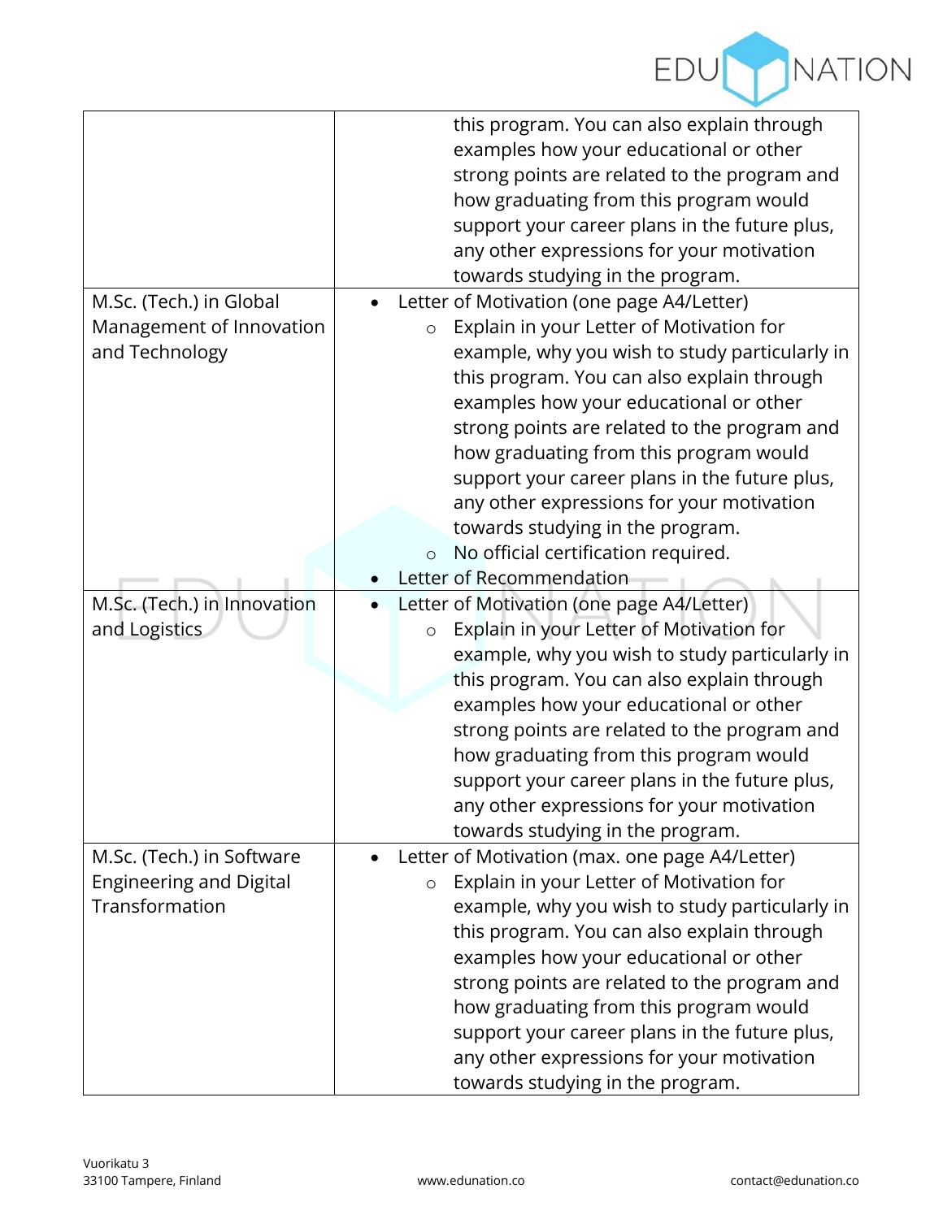| | |
|---|---|
| | this program. You can also explain through examples how your educational or other strong points are related to the program and how graduating from this program would support your career plans in the future plus, any other expressions for your motivation towards studying in the program. |
| M.Sc. (Tech.) in Global Management of Innovation and Technology | • Letter of Motivation (one page A4/Letter)<br>&nbsp;&nbsp;&nbsp;&nbsp;○ Explain in your Letter of Motivation for example, why you wish to study particularly in this program. You can also explain through examples how your educational or other strong points are related to the program and how graduating from this program would support your career plans in the future plus, any other expressions for your motivation towards studying in the program.<br>&nbsp;&nbsp;&nbsp;&nbsp;○ No official certification required.<br>• Letter of Recommendation |
| M.Sc. (Tech.) in Innovation and Logistics | • Letter of Motivation (one page A4/Letter)<br>&nbsp;&nbsp;&nbsp;&nbsp;○ Explain in your Letter of Motivation for example, why you wish to study particularly in this program. You can also explain through examples how your educational or other strong points are related to the program and how graduating from this program would support your career plans in the future plus, any other expressions for your motivation towards studying in the program. |
| M.Sc. (Tech.) in Software Engineering and Digital Transformation | • Letter of Motivation (max. one page A4/Letter)<br>&nbsp;&nbsp;&nbsp;&nbsp;○ Explain in your Letter of Motivation for example, why you wish to study particularly in this program. You can also explain through examples how your educational or other strong points are related to the program and how graduating from this program would support your career plans in the future plus, any other expressions for your motivation towards studying in the program. |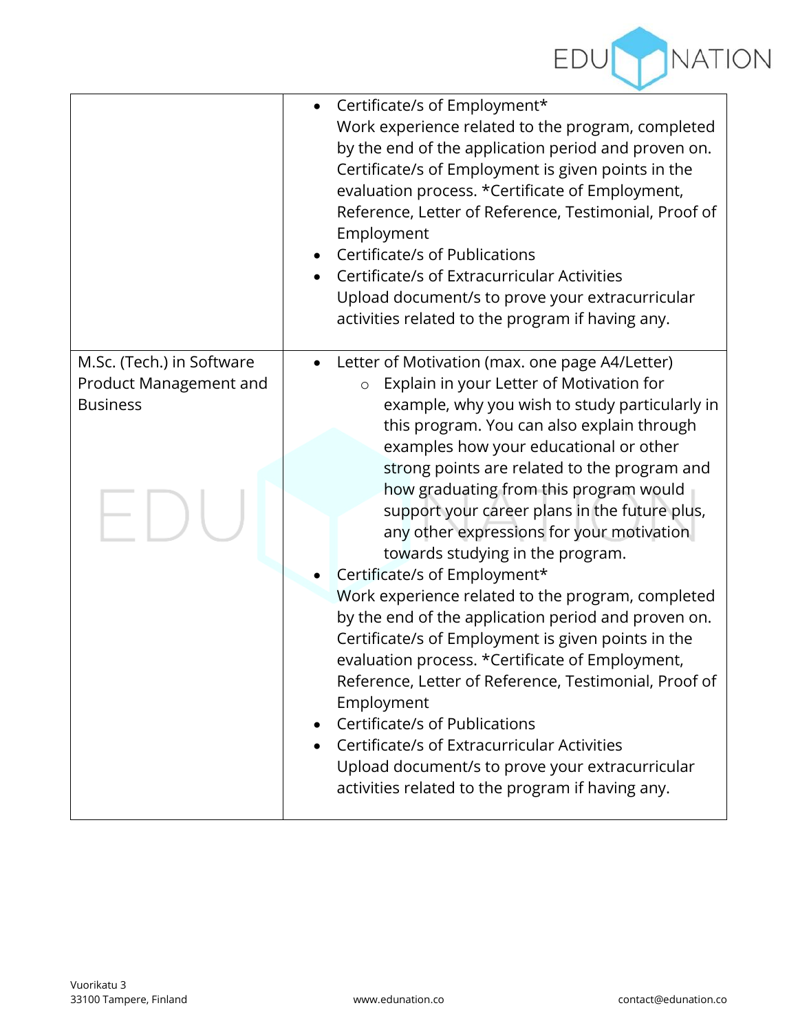| | |
|---|---|
| | • Certificate/s of Employment*<br>Work experience related to the program, completed by the end of the application period and proven on. Certificate/s of Employment is given points in the evaluation process. *Certificate of Employment, Reference, Letter of Reference, Testimonial, Proof of Employment<br>• Certificate/s of Publications<br>• Certificate/s of Extracurricular Activities<br>Upload document/s to prove your extracurricular activities related to the program if having any. |
| M.Sc. (Tech.) in Software Product Management and Business | • Letter of Motivation (max. one page A4/Letter)<br>&nbsp;&nbsp;&nbsp;&nbsp;○ Explain in your Letter of Motivation for example, why you wish to study particularly in this program. You can also explain through examples how your educational or other strong points are related to the program and how graduating from this program would support your career plans in the future plus, any other expressions for your motivation towards studying in the program.<br>• Certificate/s of Employment*<br>Work experience related to the program, completed by the end of the application period and proven on. Certificate/s of Employment is given points in the evaluation process. *Certificate of Employment, Reference, Letter of Reference, Testimonial, Proof of Employment<br>• Certificate/s of Publications<br>• Certificate/s of Extracurricular Activities<br>Upload document/s to prove your extracurricular activities related to the program if having any. |